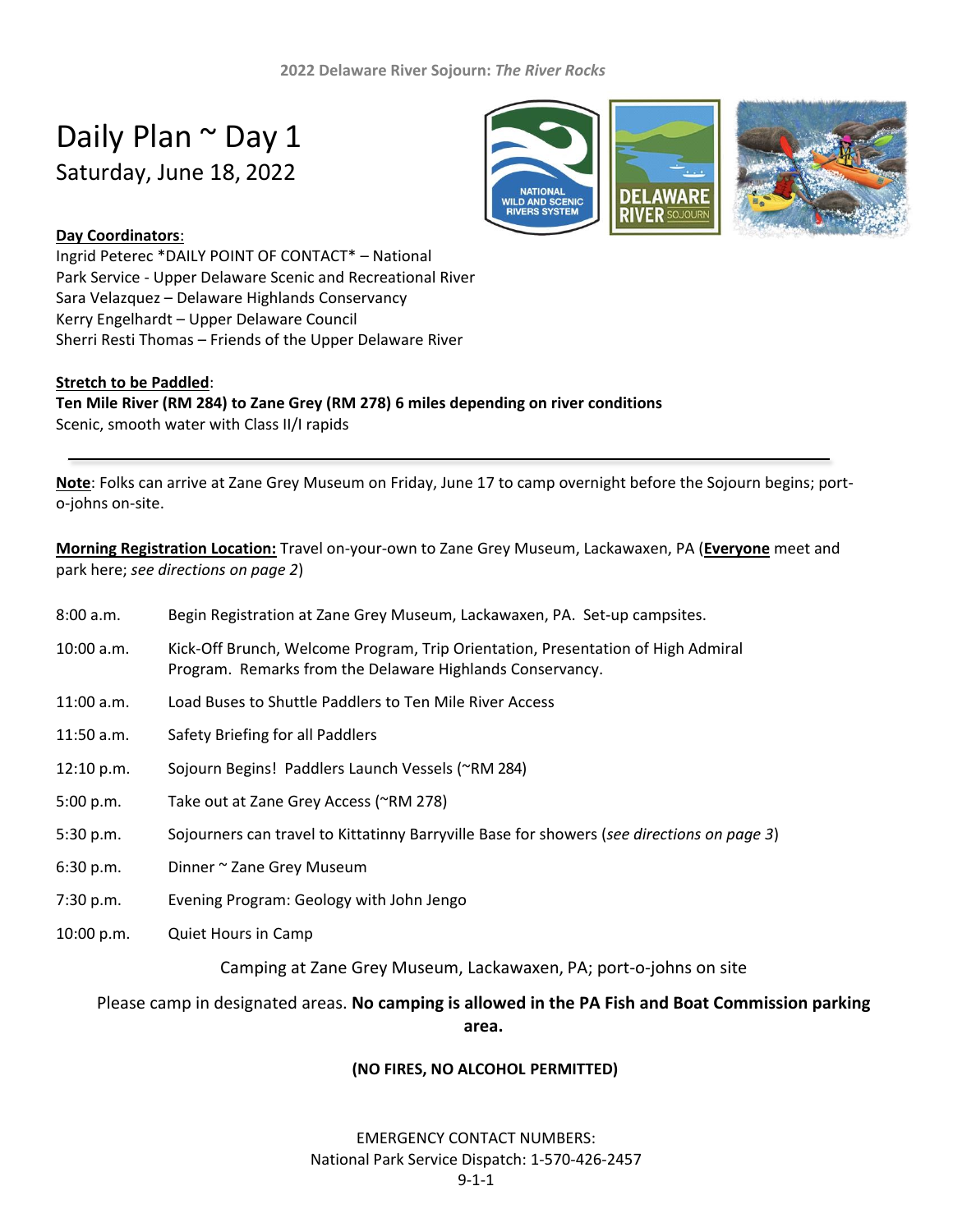2022 Delaware River Sojourn: *The River Rocks*

# Daily Plan ~ Day 1

## Saturday, June 18, 2022

**Day Coordinators**:
Ingrid Peterec *DAILY POINT OF CONTACT* – National Park Service - Upper Delaware Scenic and Recreational River
Sara Velazquez – Delaware Highlands Conservancy
Kerry Engelhardt – Upper Delaware Council
Sherri Resti Thomas – Friends of the Upper Delaware River

**Stretch to be Paddled**:
**Ten Mile River (RM 284) to Zane Grey (RM 278) 6 miles depending on river conditions**
Scenic, smooth water with Class II/I rapids

---

**Note**: Folks can arrive at Zane Grey Museum on Friday, June 17 to camp overnight before the Sojourn begins; port-o-johns on-site.

**Morning Registration Location:** Travel on-your-own to Zane Grey Museum, Lackawaxen, PA (**Everyone** meet and park here; *see directions on page 2*)

| | |
|---|---|
| 8:00 a.m. | Begin Registration at Zane Grey Museum, Lackawaxen, PA. Set-up campsites. |
| 10:00 a.m. | Kick-Off Brunch, Welcome Program, Trip Orientation, Presentation of High Admiral Program. Remarks from the Delaware Highlands Conservancy. |
| 11:00 a.m. | Load Buses to Shuttle Paddlers to Ten Mile River Access |
| 11:50 a.m. | Safety Briefing for all Paddlers |
| 12:10 p.m. | Sojourn Begins! Paddlers Launch Vessels (~RM 284) |
| 5:00 p.m. | Take out at Zane Grey Access (~RM 278) |
| 5:30 p.m. | Sojourners can travel to Kittatinny Barryville Base for showers (*see directions on page 3*) |
| 6:30 p.m. | Dinner ~ Zane Grey Museum |
| 7:30 p.m. | Evening Program: Geology with John Jengo |
| 10:00 p.m. | Quiet Hours in Camp |

Camping at Zane Grey Museum, Lackawaxen, PA; port-o-johns on site

Please camp in designated areas. **No camping is allowed in the PA Fish and Boat Commission parking area.**

**(NO FIRES, NO ALCOHOL PERMITTED)**

EMERGENCY CONTACT NUMBERS:
National Park Service Dispatch: 1-570-426-2457
9-1-1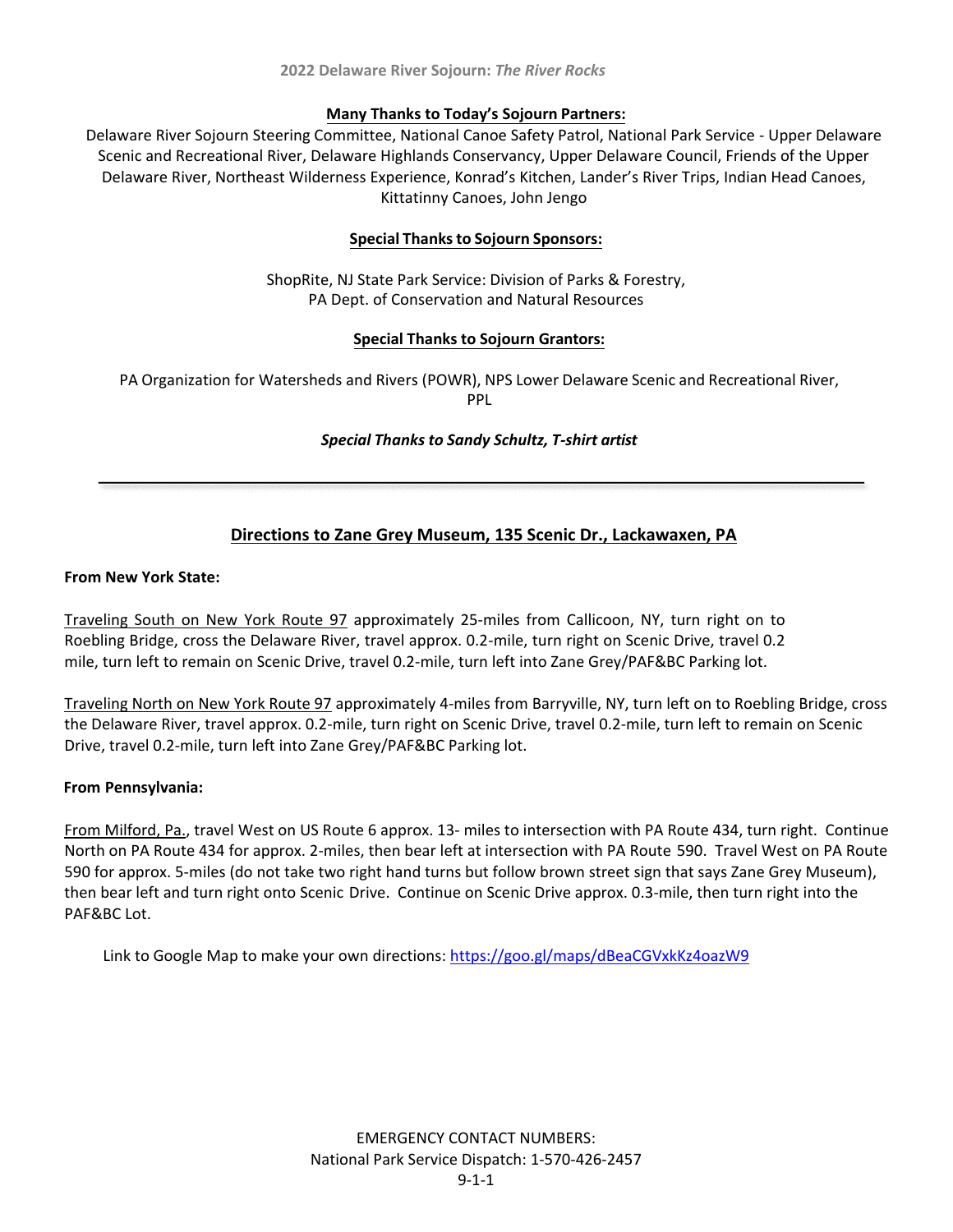**2022 Delaware River Sojourn: *The River Rocks***

**Many Thanks to Today's Sojourn Partners:**

Delaware River Sojourn Steering Committee, National Canoe Safety Patrol, National Park Service - Upper Delaware Scenic and Recreational River, Delaware Highlands Conservancy, Upper Delaware Council, Friends of the Upper Delaware River, Northeast Wilderness Experience, Konrad's Kitchen, Lander's River Trips, Indian Head Canoes, Kittatinny Canoes, John Jengo

**Special Thanks to Sojourn Sponsors:**

ShopRite, NJ State Park Service: Division of Parks & Forestry,
PA Dept. of Conservation and Natural Resources

**Special Thanks to Sojourn Grantors:**

PA Organization for Watersheds and Rivers (POWR), NPS Lower Delaware Scenic and Recreational River, PPL

***Special Thanks to Sandy Schultz, T-shirt artist***

---

## Directions to Zane Grey Museum, 135 Scenic Dr., Lackawaxen, PA

**From New York State:**

Traveling South on New York Route 97 approximately 25-miles from Callicoon, NY, turn right on to Roebling Bridge, cross the Delaware River, travel approx. 0.2-mile, turn right on Scenic Drive, travel 0.2 mile, turn left to remain on Scenic Drive, travel 0.2-mile, turn left into Zane Grey/PAF&BC Parking lot.

Traveling North on New York Route 97 approximately 4-miles from Barryville, NY, turn left on to Roebling Bridge, cross the Delaware River, travel approx. 0.2-mile, turn right on Scenic Drive, travel 0.2-mile, turn left to remain on Scenic Drive, travel 0.2-mile, turn left into Zane Grey/PAF&BC Parking lot.

**From Pennsylvania:**

From Milford, Pa., travel West on US Route 6 approx. 13- miles to intersection with PA Route 434, turn right. Continue North on PA Route 434 for approx. 2-miles, then bear left at intersection with PA Route 590. Travel West on PA Route 590 for approx. 5-miles (do not take two right hand turns but follow brown street sign that says Zane Grey Museum), then bear left and turn right onto Scenic Drive. Continue on Scenic Drive approx. 0.3-mile, then turn right into the PAF&BC Lot.

Link to Google Map to make your own directions: https://goo.gl/maps/dBeaCGVxkKz4oazW9

EMERGENCY CONTACT NUMBERS:
National Park Service Dispatch: 1-570-426-2457
9-1-1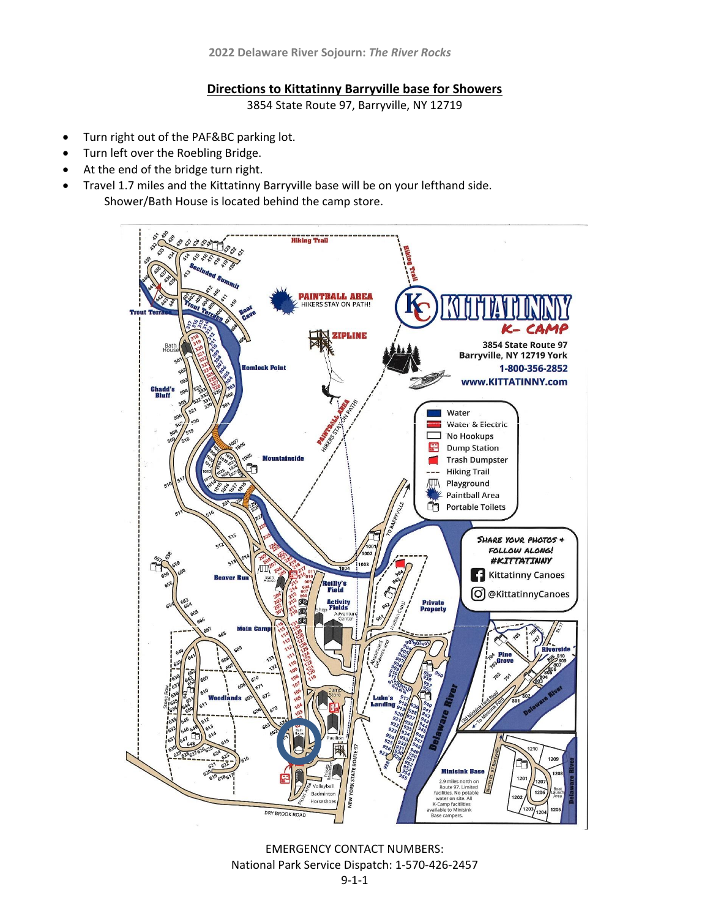## Directions to Kittatinny Barryville base for Showers

3854 State Route 97, Barryville, NY 12719

- Turn right out of the PAF&BC parking lot.
- Turn left over the Roebling Bridge.
- At the end of the bridge turn right.
- Travel 1.7 miles and the Kittatinny Barryville base will be on your lefthand side.
  Shower/Bath House is located behind the camp store.

EMERGENCY CONTACT NUMBERS:

National Park Service Dispatch: 1-570-426-2457

9-1-1